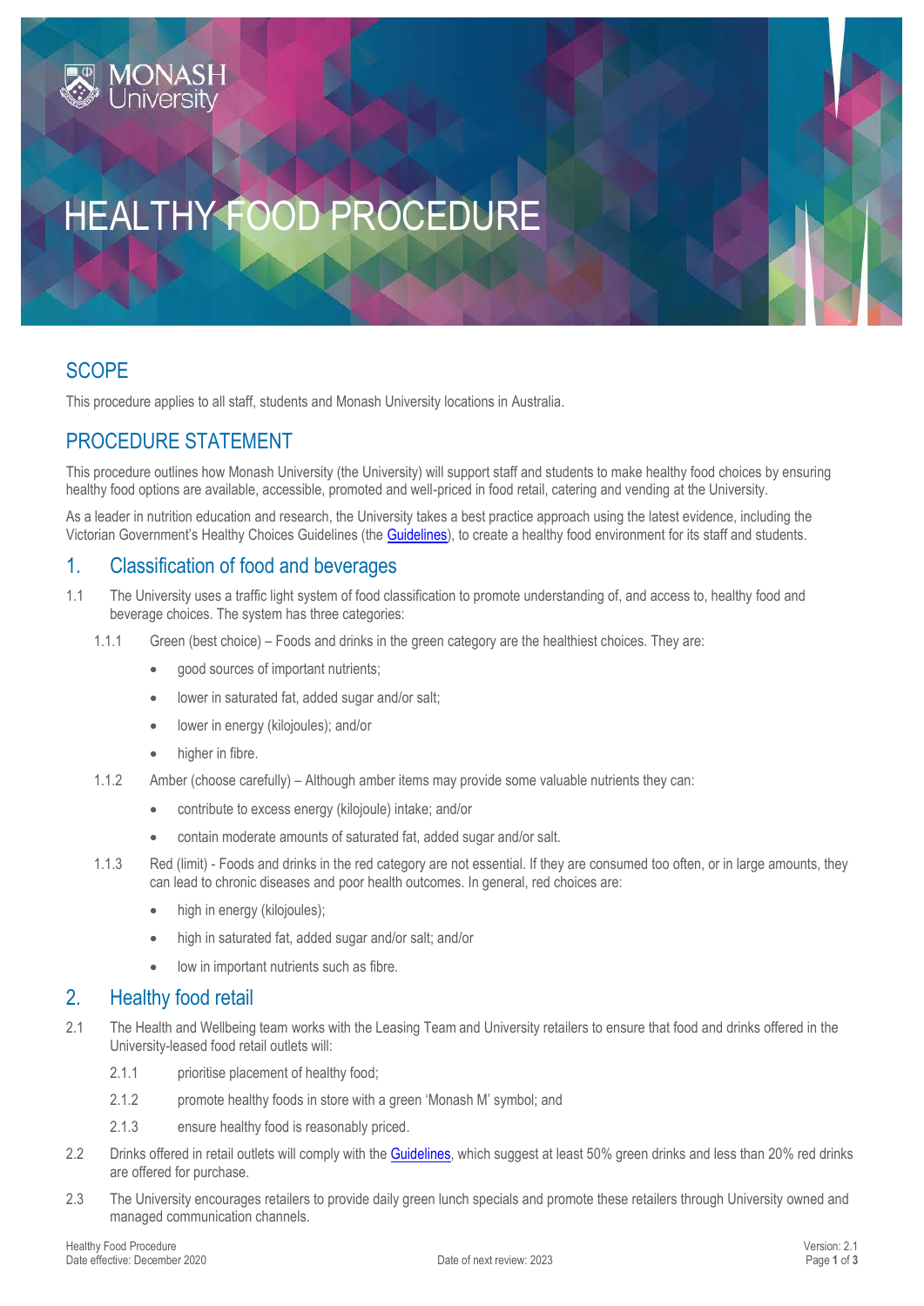# HEALTHY FOOD PROCEDURE

## SCOPE

This procedure applies to all staff, students and Monash University locations in Australia.

## PROCEDURE STATEMENT

This procedure outlines how Monash University (the University) will support staff and students to make healthy food choices by ensuring healthy food options are available, accessible, promoted and well-priced in food retail, catering and vending at the University.

As a leader in nutrition education and research, the University takes a best practice approach using the latest evidence, including the Victorian Government's Healthy Choices Guidelines (the Guidelines), to create a healthy food environment for its staff and students.

## 1. Classification of food and beverages

1.1 The University uses a traffic light system of food classification to promote understanding of, and access to, healthy food and beverage choices. The system has three categories:

1.1.1 Green (best choice) – Foods and drinks in the green category are the healthiest choices. They are:

- good sources of important nutrients;
- lower in saturated fat, added sugar and/or salt;
- lower in energy (kilojoules); and/or
- higher in fibre.

1.1.2 Amber (choose carefully) – Although amber items may provide some valuable nutrients they can:

- contribute to excess energy (kilojoule) intake; and/or
- contain moderate amounts of saturated fat, added sugar and/or salt.

1.1.3 Red (limit) - Foods and drinks in the red category are not essential. If they are consumed too often, or in large amounts, they can lead to chronic diseases and poor health outcomes. In general, red choices are:

- high in energy (kilojoules);
- high in saturated fat, added sugar and/or salt; and/or
- low in important nutrients such as fibre.

## 2. Healthy food retail

2.1 The Health and Wellbeing team works with the Leasing Team and University retailers to ensure that food and drinks offered in the University-leased food retail outlets will:

2.1.1 prioritise placement of healthy food;

2.1.2 promote healthy foods in store with a green 'Monash M' symbol; and

2.1.3 ensure healthy food is reasonably priced.

2.2 Drinks offered in retail outlets will comply with the Guidelines, which suggest at least 50% green drinks and less than 20% red drinks are offered for purchase.

2.3 The University encourages retailers to provide daily green lunch specials and promote these retailers through University owned and managed communication channels.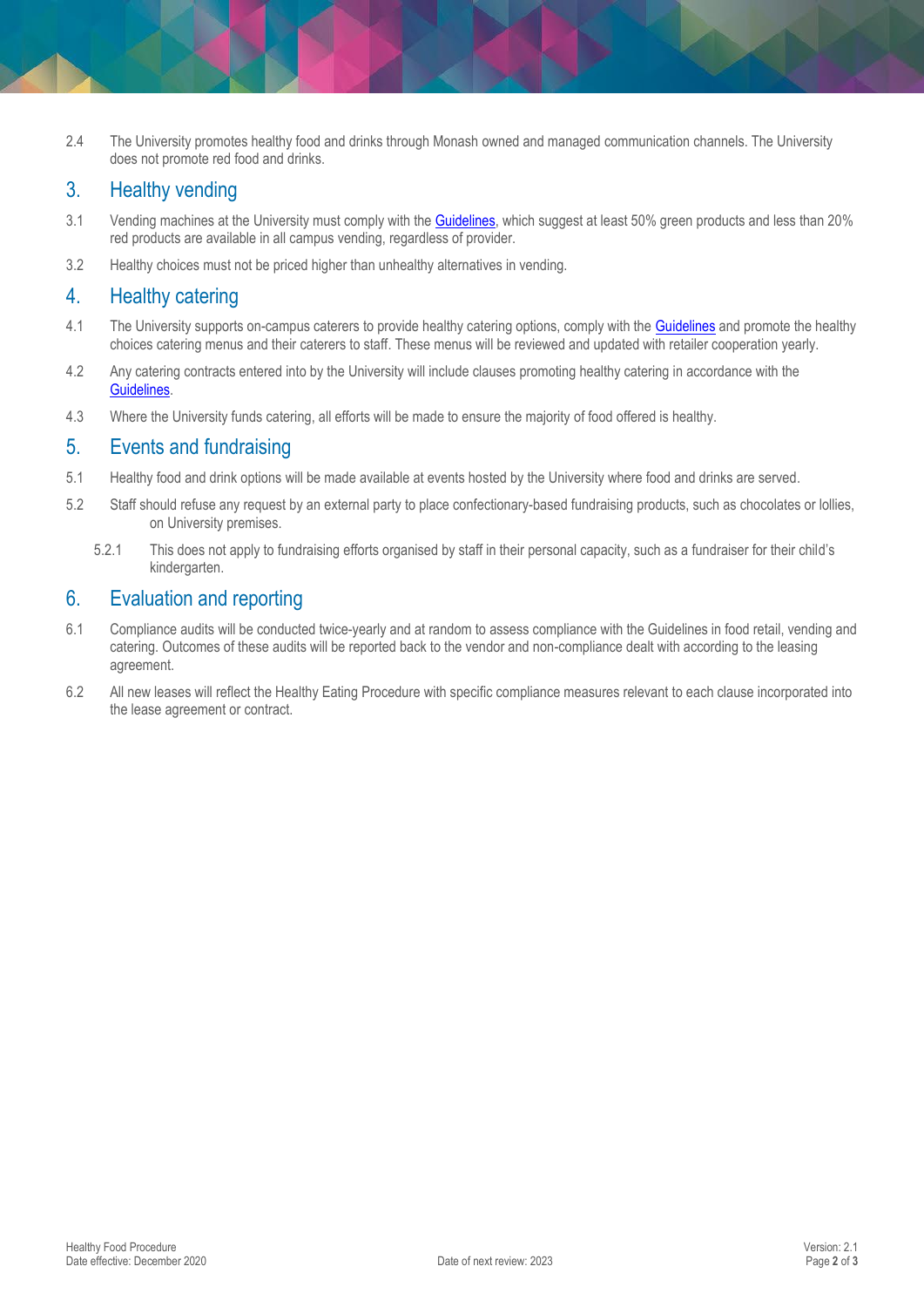2.4 The University promotes healthy food and drinks through Monash owned and managed communication channels. The University does not promote red food and drinks.

## 3. Healthy vending

3.1 Vending machines at the University must comply with the Guidelines, which suggest at least 50% green products and less than 20% red products are available in all campus vending, regardless of provider.

3.2 Healthy choices must not be priced higher than unhealthy alternatives in vending.

## 4. Healthy catering

4.1 The University supports on-campus caterers to provide healthy catering options, comply with the Guidelines and promote the healthy choices catering menus and their caterers to staff. These menus will be reviewed and updated with retailer cooperation yearly.

4.2 Any catering contracts entered into by the University will include clauses promoting healthy catering in accordance with the Guidelines.

4.3 Where the University funds catering, all efforts will be made to ensure the majority of food offered is healthy.

## 5. Events and fundraising

5.1 Healthy food and drink options will be made available at events hosted by the University where food and drinks are served.

5.2 Staff should refuse any request by an external party to place confectionary-based fundraising products, such as chocolates or lollies, on University premises.

5.2.1 This does not apply to fundraising efforts organised by staff in their personal capacity, such as a fundraiser for their child's kindergarten.

## 6. Evaluation and reporting

6.1 Compliance audits will be conducted twice-yearly and at random to assess compliance with the Guidelines in food retail, vending and catering. Outcomes of these audits will be reported back to the vendor and non-compliance dealt with according to the leasing agreement.

6.2 All new leases will reflect the Healthy Eating Procedure with specific compliance measures relevant to each clause incorporated into the lease agreement or contract.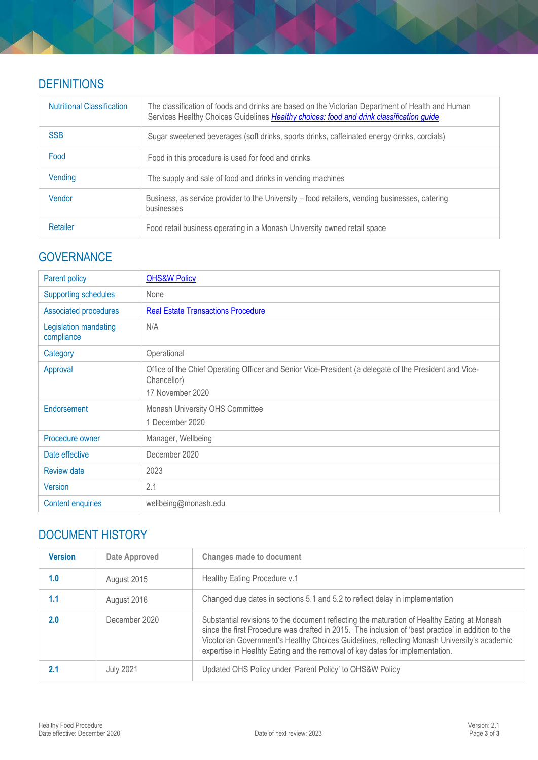## DEFINITIONS

| | |
|---|---|
| Nutritional Classification | The classification of foods and drinks are based on the Victorian Department of Health and Human Services Healthy Choices Guidelines *Healthy choices: food and drink classification guide* |
| SSB | Sugar sweetened beverages (soft drinks, sports drinks, caffeinated energy drinks, cordials) |
| Food | Food in this procedure is used for food and drinks |
| Vending | The supply and sale of food and drinks in vending machines |
| Vendor | Business, as service provider to the University – food retailers, vending businesses, catering businesses |
| Retailer | Food retail business operating in a Monash University owned retail space |

## GOVERNANCE

| | |
|---|---|
| Parent policy | OHS&W Policy |
| Supporting schedules | None |
| Associated procedures | Real Estate Transactions Procedure |
| Legislation mandating compliance | N/A |
| Category | Operational |
| Approval | Office of the Chief Operating Officer and Senior Vice-President (a delegate of the President and Vice-Chancellor)<br>17 November 2020 |
| Endorsement | Monash University OHS Committee<br>1 December 2020 |
| Procedure owner | Manager, Wellbeing |
| Date effective | December 2020 |
| Review date | 2023 |
| Version | 2.1 |
| Content enquiries | wellbeing@monash.edu |

## DOCUMENT HISTORY

| Version | Date Approved | Changes made to document |
|---|---|---|
| **1.0** | August 2015 | Healthy Eating Procedure v.1 |
| **1.1** | August 2016 | Changed due dates in sections 5.1 and 5.2 to reflect delay in implementation |
| **2.0** | December 2020 | Substantial revisions to the document reflecting the maturation of Healthy Eating at Monash since the first Procedure was drafted in 2015. The inclusion of 'best practice' in addition to the Vicotorian Government's Healthy Choices Guidelines, reflecting Monash University's academic expertise in Healhty Eating and the removal of key dates for implementation. |
| **2.1** | July 2021 | Updated OHS Policy under 'Parent Policy' to OHS&W Policy |